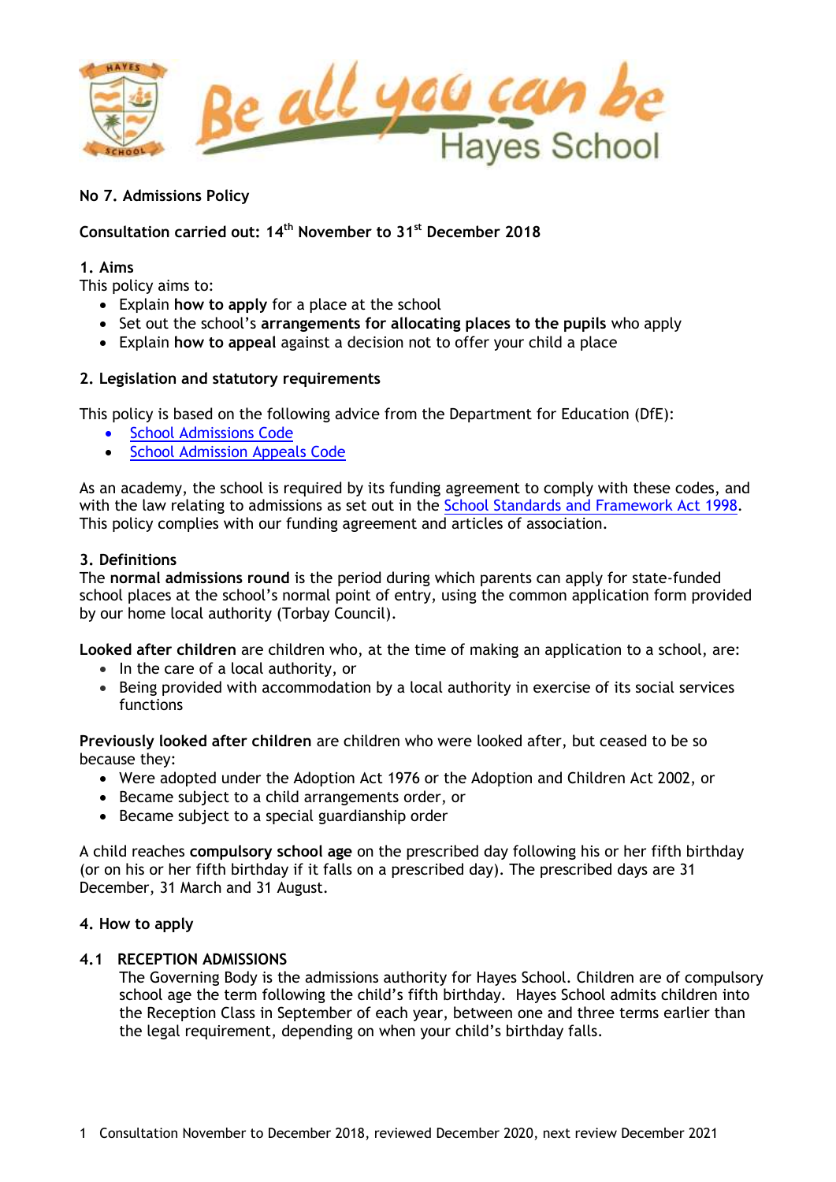**No 7. Admissions Policy**

**Consultation carried out: 14th November to 31st December 2018**

## 1. Aims

This policy aims to:

- Explain **how to apply** for a place at the school
- Set out the school's **arrangements for allocating places to the pupils** who apply
- Explain **how to appeal** against a decision not to offer your child a place

## 2. Legislation and statutory requirements

This policy is based on the following advice from the Department for Education (DfE):

- School Admissions Code
- School Admission Appeals Code

As an academy, the school is required by its funding agreement to comply with these codes, and with the law relating to admissions as set out in the School Standards and Framework Act 1998. This policy complies with our funding agreement and articles of association.

## 3. Definitions

The **normal admissions round** is the period during which parents can apply for state-funded school places at the school's normal point of entry, using the common application form provided by our home local authority (Torbay Council).

**Looked after children** are children who, at the time of making an application to a school, are:

- In the care of a local authority, or
- Being provided with accommodation by a local authority in exercise of its social services functions

**Previously looked after children** are children who were looked after, but ceased to be so because they:

- Were adopted under the Adoption Act 1976 or the Adoption and Children Act 2002, or
- Became subject to a child arrangements order, or
- Became subject to a special guardianship order

A child reaches **compulsory school age** on the prescribed day following his or her fifth birthday (or on his or her fifth birthday if it falls on a prescribed day). The prescribed days are 31 December, 31 March and 31 August.

## 4. How to apply

### 4.1 RECEPTION ADMISSIONS

The Governing Body is the admissions authority for Hayes School. Children are of compulsory school age the term following the child's fifth birthday. Hayes School admits children into the Reception Class in September of each year, between one and three terms earlier than the legal requirement, depending on when your child's birthday falls.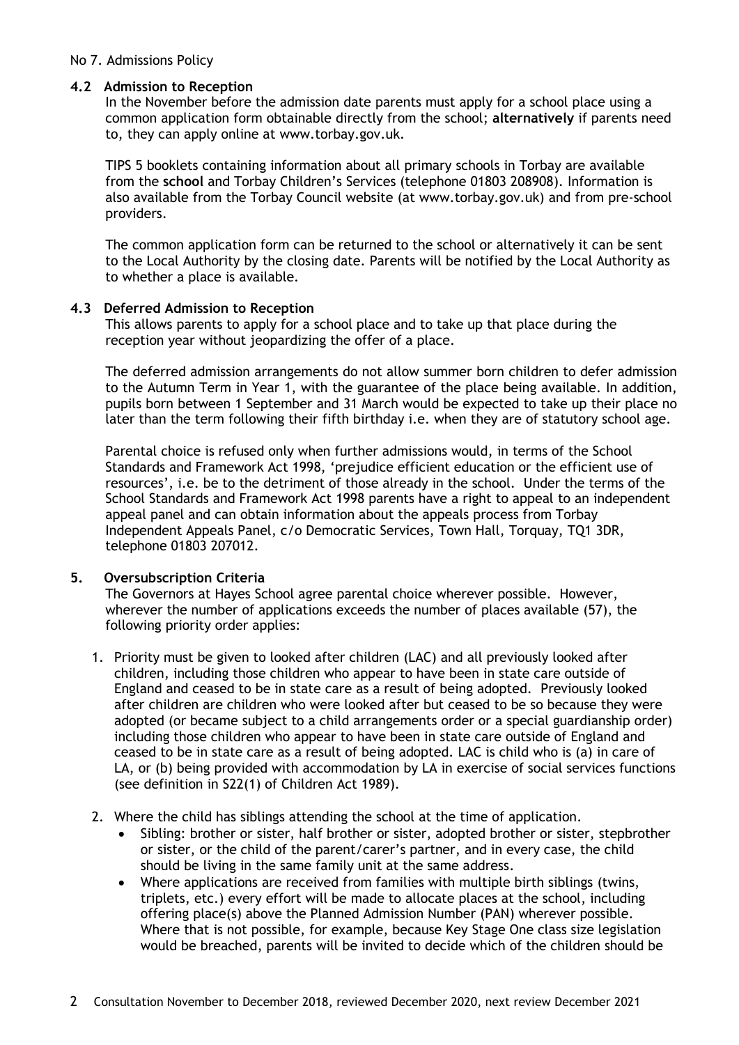No 7. Admissions Policy

### 4.2 Admission to Reception

In the November before the admission date parents must apply for a school place using a common application form obtainable directly from the school; **alternatively** if parents need to, they can apply online at www.torbay.gov.uk.

TIPS 5 booklets containing information about all primary schools in Torbay are available from the **school** and Torbay Children's Services (telephone 01803 208908). Information is also available from the Torbay Council website (at www.torbay.gov.uk) and from pre-school providers.

The common application form can be returned to the school or alternatively it can be sent to the Local Authority by the closing date. Parents will be notified by the Local Authority as to whether a place is available.

### 4.3 Deferred Admission to Reception

This allows parents to apply for a school place and to take up that place during the reception year without jeopardizing the offer of a place.

The deferred admission arrangements do not allow summer born children to defer admission to the Autumn Term in Year 1, with the guarantee of the place being available. In addition, pupils born between 1 September and 31 March would be expected to take up their place no later than the term following their fifth birthday i.e. when they are of statutory school age.

Parental choice is refused only when further admissions would, in terms of the School Standards and Framework Act 1998, 'prejudice efficient education or the efficient use of resources', i.e. be to the detriment of those already in the school. Under the terms of the School Standards and Framework Act 1998 parents have a right to appeal to an independent appeal panel and can obtain information about the appeals process from Torbay Independent Appeals Panel, c/o Democratic Services, Town Hall, Torquay, TQ1 3DR, telephone 01803 207012.

## 5. Oversubscription Criteria

The Governors at Hayes School agree parental choice wherever possible. However, wherever the number of applications exceeds the number of places available (57), the following priority order applies:

1. Priority must be given to looked after children (LAC) and all previously looked after children, including those children who appear to have been in state care outside of England and ceased to be in state care as a result of being adopted. Previously looked after children are children who were looked after but ceased to be so because they were adopted (or became subject to a child arrangements order or a special guardianship order) including those children who appear to have been in state care outside of England and ceased to be in state care as a result of being adopted. LAC is child who is (a) in care of LA, or (b) being provided with accommodation by LA in exercise of social services functions (see definition in S22(1) of Children Act 1989).

2. Where the child has siblings attending the school at the time of application.
   - Sibling: brother or sister, half brother or sister, adopted brother or sister, stepbrother or sister, or the child of the parent/carer's partner, and in every case, the child should be living in the same family unit at the same address.
   - Where applications are received from families with multiple birth siblings (twins, triplets, etc.) every effort will be made to allocate places at the school, including offering place(s) above the Planned Admission Number (PAN) wherever possible. Where that is not possible, for example, because Key Stage One class size legislation would be breached, parents will be invited to decide which of the children should be

Consultation November to December 2018, reviewed December 2020, next review December 2021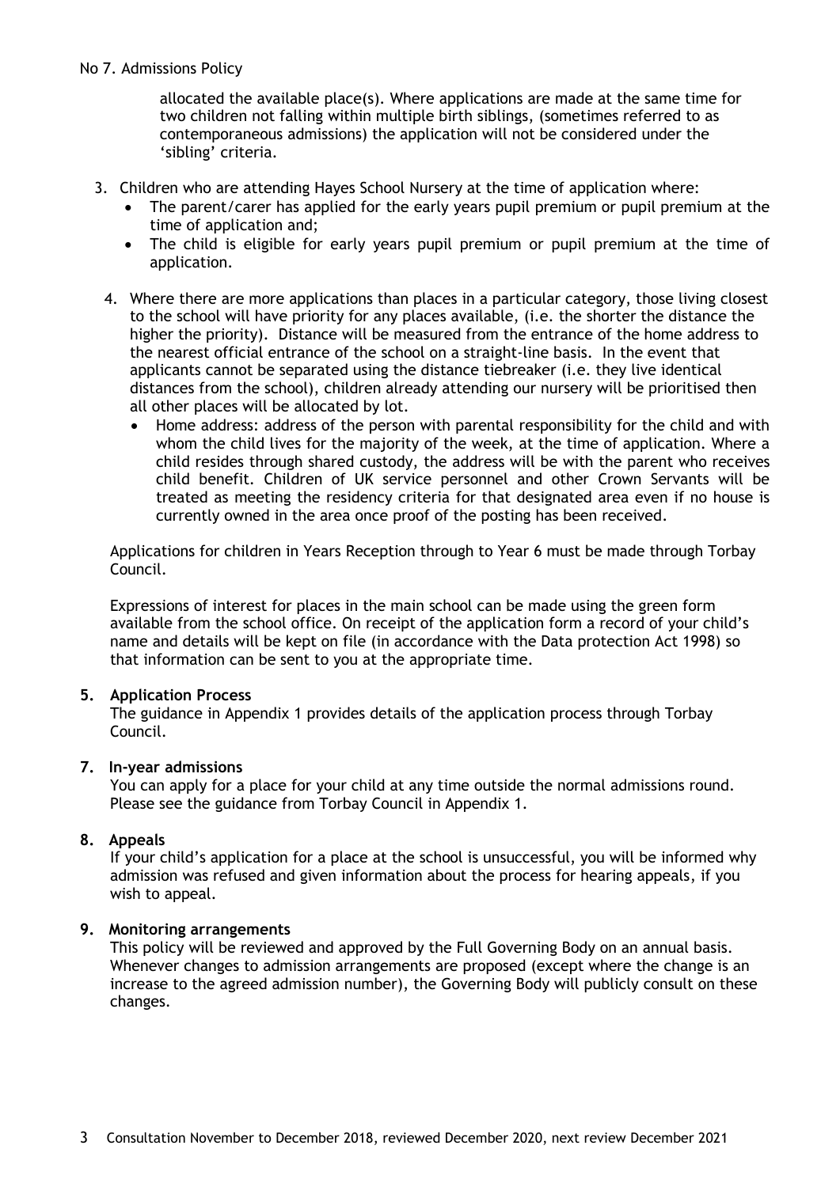allocated the available place(s). Where applications are made at the same time for two children not falling within multiple birth siblings, (sometimes referred to as contemporaneous admissions) the application will not be considered under the 'sibling' criteria.

3. Children who are attending Hayes School Nursery at the time of application where:
   - The parent/carer has applied for the early years pupil premium or pupil premium at the time of application and;
   - The child is eligible for early years pupil premium or pupil premium at the time of application.

4. Where there are more applications than places in a particular category, those living closest to the school will have priority for any places available, (i.e. the shorter the distance the higher the priority). Distance will be measured from the entrance of the home address to the nearest official entrance of the school on a straight-line basis. In the event that applicants cannot be separated using the distance tiebreaker (i.e. they live identical distances from the school), children already attending our nursery will be prioritised then all other places will be allocated by lot.
   - Home address: address of the person with parental responsibility for the child and with whom the child lives for the majority of the week, at the time of application. Where a child resides through shared custody, the address will be with the parent who receives child benefit. Children of UK service personnel and other Crown Servants will be treated as meeting the residency criteria for that designated area even if no house is currently owned in the area once proof of the posting has been received.

Applications for children in Years Reception through to Year 6 must be made through Torbay Council.

Expressions of interest for places in the main school can be made using the green form available from the school office. On receipt of the application form a record of your child's name and details will be kept on file (in accordance with the Data protection Act 1998) so that information can be sent to you at the appropriate time.

## 5. Application Process

The guidance in Appendix 1 provides details of the application process through Torbay Council.

## 7. In-year admissions

You can apply for a place for your child at any time outside the normal admissions round. Please see the guidance from Torbay Council in Appendix 1.

## 8. Appeals

If your child's application for a place at the school is unsuccessful, you will be informed why admission was refused and given information about the process for hearing appeals, if you wish to appeal.

## 9. Monitoring arrangements

This policy will be reviewed and approved by the Full Governing Body on an annual basis. Whenever changes to admission arrangements are proposed (except where the change is an increase to the agreed admission number), the Governing Body will publicly consult on these changes.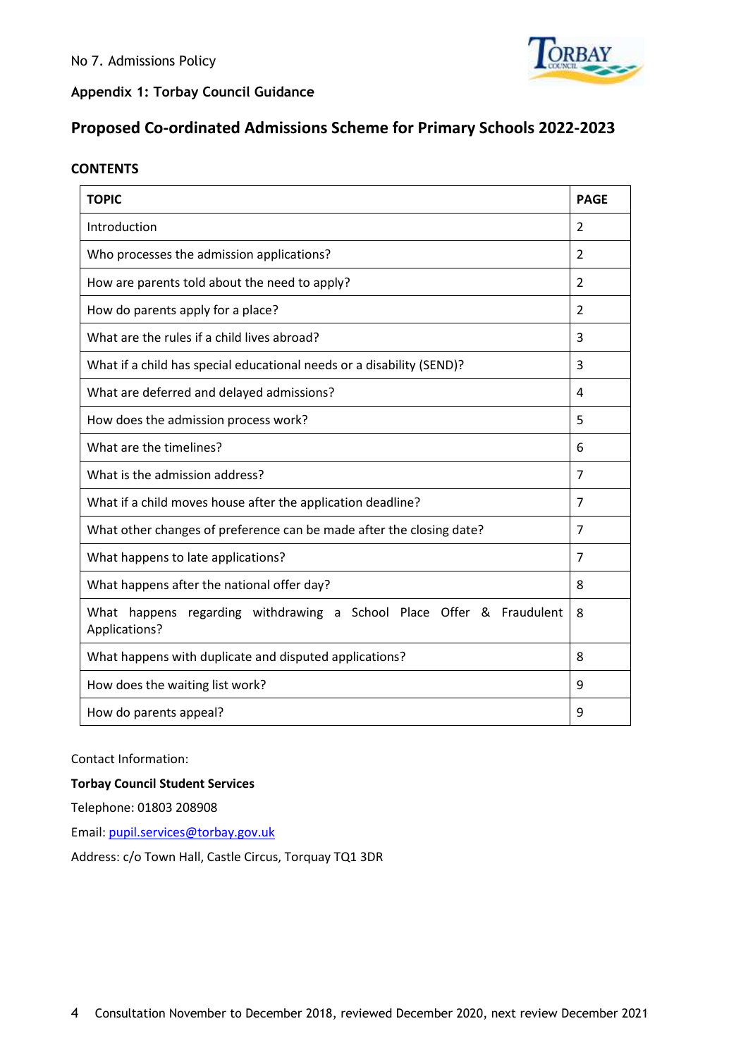No 7. Admissions Policy

**Appendix 1: Torbay Council Guidance**

## Proposed Co-ordinated Admissions Scheme for Primary Schools 2022-2023

### CONTENTS

| TOPIC | PAGE |
|---|---|
| Introduction | 2 |
| Who processes the admission applications? | 2 |
| How are parents told about the need to apply? | 2 |
| How do parents apply for a place? | 2 |
| What are the rules if a child lives abroad? | 3 |
| What if a child has special educational needs or a disability (SEND)? | 3 |
| What are deferred and delayed admissions? | 4 |
| How does the admission process work? | 5 |
| What are the timelines? | 6 |
| What is the admission address? | 7 |
| What if a child moves house after the application deadline? | 7 |
| What other changes of preference can be made after the closing date? | 7 |
| What happens to late applications? | 7 |
| What happens after the national offer day? | 8 |
| What happens regarding withdrawing a School Place Offer & Fraudulent Applications? | 8 |
| What happens with duplicate and disputed applications? | 8 |
| How does the waiting list work? | 9 |
| How do parents appeal? | 9 |

Contact Information:

**Torbay Council Student Services**

Telephone: 01803 208908

Email: pupil.services@torbay.gov.uk

Address: c/o Town Hall, Castle Circus, Torquay TQ1 3DR

Consultation November to December 2018, reviewed December 2020, next review December 2021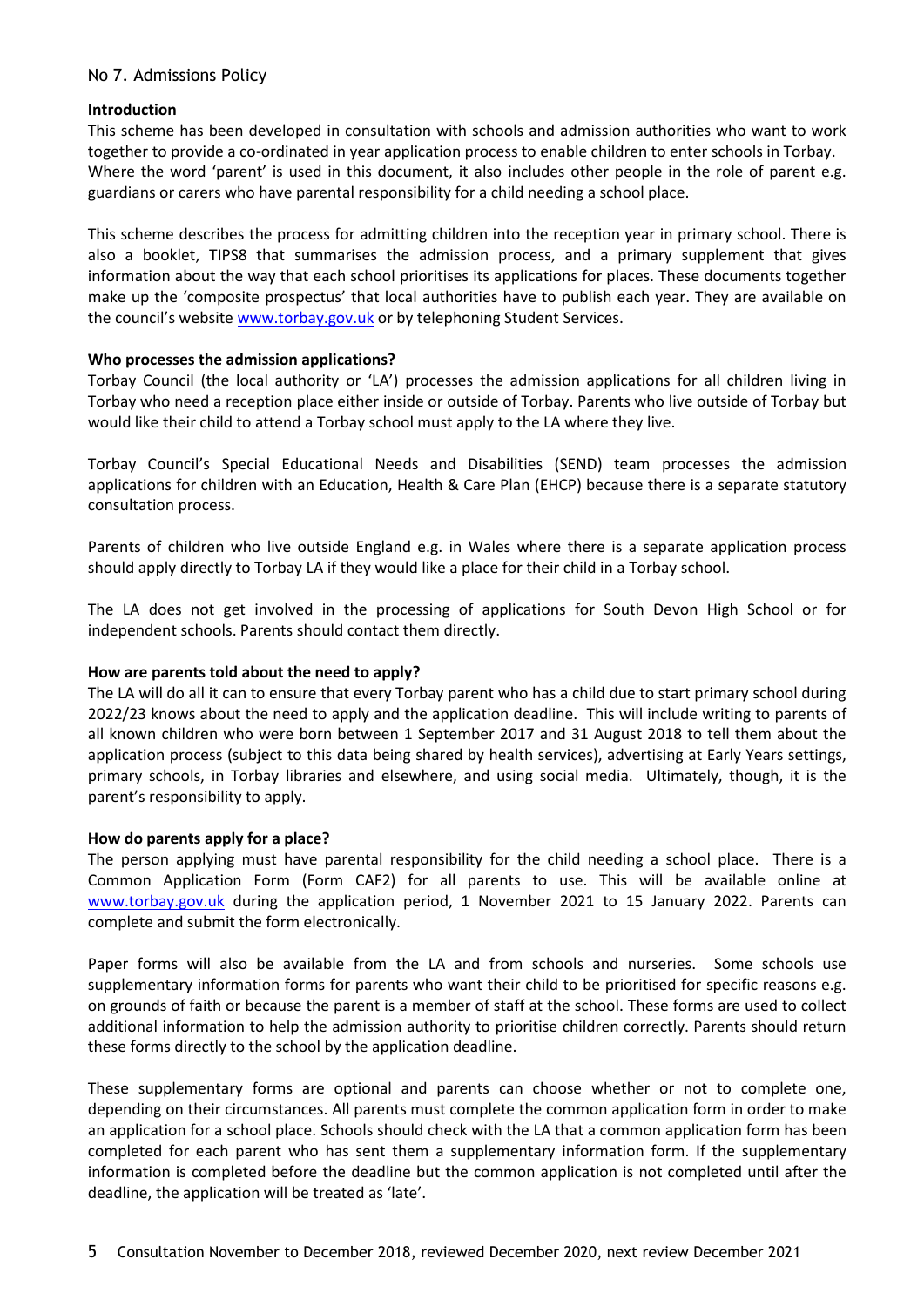No 7. Admissions Policy

**Introduction**

This scheme has been developed in consultation with schools and admission authorities who want to work together to provide a co-ordinated in year application process to enable children to enter schools in Torbay. Where the word 'parent' is used in this document, it also includes other people in the role of parent e.g. guardians or carers who have parental responsibility for a child needing a school place.

This scheme describes the process for admitting children into the reception year in primary school. There is also a booklet, TIPS8 that summarises the admission process, and a primary supplement that gives information about the way that each school prioritises its applications for places. These documents together make up the 'composite prospectus' that local authorities have to publish each year. They are available on the council's website [www.torbay.gov.uk](www.torbay.gov.uk) or by telephoning Student Services.

**Who processes the admission applications?**

Torbay Council (the local authority or 'LA') processes the admission applications for all children living in Torbay who need a reception place either inside or outside of Torbay. Parents who live outside of Torbay but would like their child to attend a Torbay school must apply to the LA where they live.

Torbay Council's Special Educational Needs and Disabilities (SEND) team processes the admission applications for children with an Education, Health & Care Plan (EHCP) because there is a separate statutory consultation process.

Parents of children who live outside England e.g. in Wales where there is a separate application process should apply directly to Torbay LA if they would like a place for their child in a Torbay school.

The LA does not get involved in the processing of applications for South Devon High School or for independent schools. Parents should contact them directly.

**How are parents told about the need to apply?**

The LA will do all it can to ensure that every Torbay parent who has a child due to start primary school during 2022/23 knows about the need to apply and the application deadline. This will include writing to parents of all known children who were born between 1 September 2017 and 31 August 2018 to tell them about the application process (subject to this data being shared by health services), advertising at Early Years settings, primary schools, in Torbay libraries and elsewhere, and using social media. Ultimately, though, it is the parent's responsibility to apply.

**How do parents apply for a place?**

The person applying must have parental responsibility for the child needing a school place. There is a Common Application Form (Form CAF2) for all parents to use. This will be available online at [www.torbay.gov.uk](www.torbay.gov.uk) during the application period, 1 November 2021 to 15 January 2022. Parents can complete and submit the form electronically.

Paper forms will also be available from the LA and from schools and nurseries. Some schools use supplementary information forms for parents who want their child to be prioritised for specific reasons e.g. on grounds of faith or because the parent is a member of staff at the school. These forms are used to collect additional information to help the admission authority to prioritise children correctly. Parents should return these forms directly to the school by the application deadline.

These supplementary forms are optional and parents can choose whether or not to complete one, depending on their circumstances. All parents must complete the common application form in order to make an application for a school place. Schools should check with the LA that a common application form has been completed for each parent who has sent them a supplementary information form. If the supplementary information is completed before the deadline but the common application is not completed until after the deadline, the application will be treated as 'late'.

Consultation November to December 2018, reviewed December 2020, next review December 2021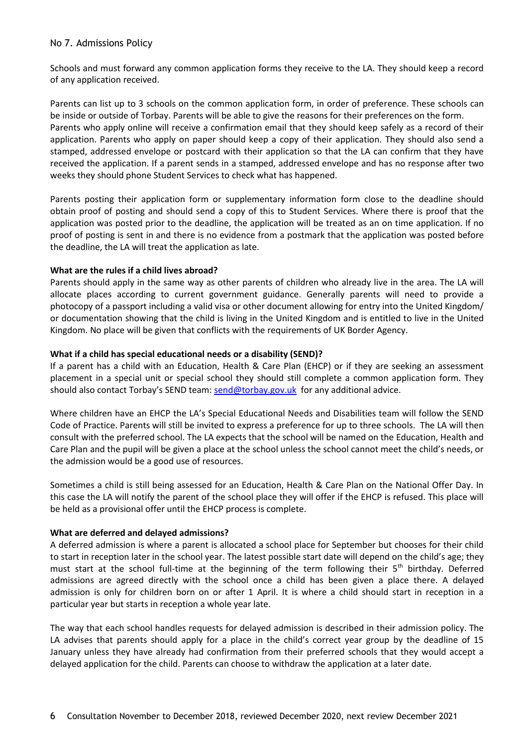No 7. Admissions Policy

Schools and must forward any common application forms they receive to the LA. They should keep a record of any application received.

Parents can list up to 3 schools on the common application form, in order of preference. These schools can be inside or outside of Torbay. Parents will be able to give the reasons for their preferences on the form. Parents who apply online will receive a confirmation email that they should keep safely as a record of their application. Parents who apply on paper should keep a copy of their application. They should also send a stamped, addressed envelope or postcard with their application so that the LA can confirm that they have received the application. If a parent sends in a stamped, addressed envelope and has no response after two weeks they should phone Student Services to check what has happened.

Parents posting their application form or supplementary information form close to the deadline should obtain proof of posting and should send a copy of this to Student Services. Where there is proof that the application was posted prior to the deadline, the application will be treated as an on time application. If no proof of posting is sent in and there is no evidence from a postmark that the application was posted before the deadline, the LA will treat the application as late.

**What are the rules if a child lives abroad?**

Parents should apply in the same way as other parents of children who already live in the area. The LA will allocate places according to current government guidance. Generally parents will need to provide a photocopy of a passport including a valid visa or other document allowing for entry into the United Kingdom/ or documentation showing that the child is living in the United Kingdom and is entitled to live in the United Kingdom. No place will be given that conflicts with the requirements of UK Border Agency.

**What if a child has special educational needs or a disability (SEND)?**

If a parent has a child with an Education, Health & Care Plan (EHCP) or if they are seeking an assessment placement in a special unit or special school they should still complete a common application form. They should also contact Torbay's SEND team: send@torbay.gov.uk for any additional advice.

Where children have an EHCP the LA's Special Educational Needs and Disabilities team will follow the SEND Code of Practice. Parents will still be invited to express a preference for up to three schools. The LA will then consult with the preferred school. The LA expects that the school will be named on the Education, Health and Care Plan and the pupil will be given a place at the school unless the school cannot meet the child's needs, or the admission would be a good use of resources.

Sometimes a child is still being assessed for an Education, Health & Care Plan on the National Offer Day. In this case the LA will notify the parent of the school place they will offer if the EHCP is refused. This place will be held as a provisional offer until the EHCP process is complete.

**What are deferred and delayed admissions?**

A deferred admission is where a parent is allocated a school place for September but chooses for their child to start in reception later in the school year. The latest possible start date will depend on the child's age; they must start at the school full-time at the beginning of the term following their 5th birthday. Deferred admissions are agreed directly with the school once a child has been given a place there. A delayed admission is only for children born on or after 1 April. It is where a child should start in reception in a particular year but starts in reception a whole year late.

The way that each school handles requests for delayed admission is described in their admission policy. The LA advises that parents should apply for a place in the child's correct year group by the deadline of 15 January unless they have already had confirmation from their preferred schools that they would accept a delayed application for the child. Parents can choose to withdraw the application at a later date.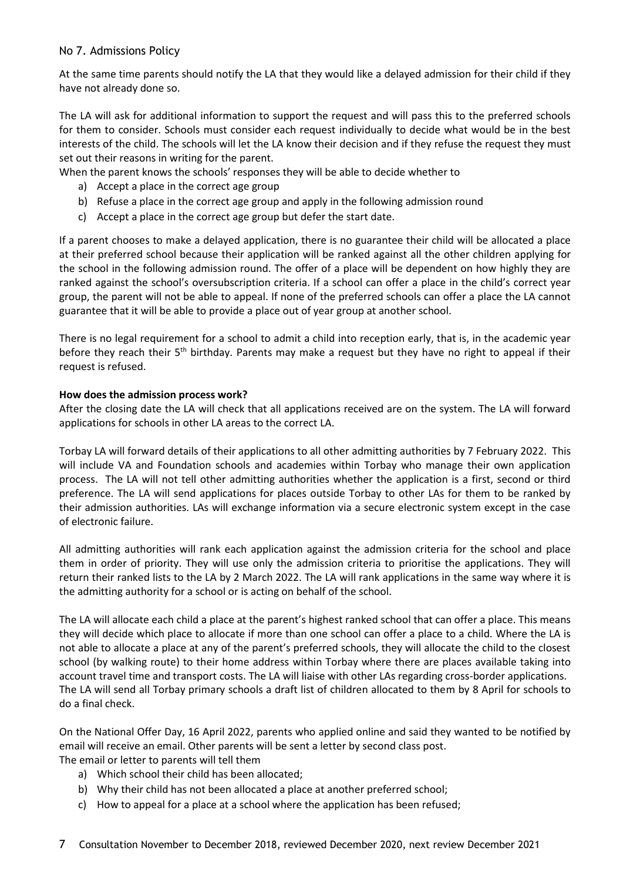At the same time parents should notify the LA that they would like a delayed admission for their child if they have not already done so.

The LA will ask for additional information to support the request and will pass this to the preferred schools for them to consider. Schools must consider each request individually to decide what would be in the best interests of the child. The schools will let the LA know their decision and if they refuse the request they must set out their reasons in writing for the parent.

When the parent knows the schools' responses they will be able to decide whether to

a) Accept a place in the correct age group
b) Refuse a place in the correct age group and apply in the following admission round
c) Accept a place in the correct age group but defer the start date.

If a parent chooses to make a delayed application, there is no guarantee their child will be allocated a place at their preferred school because their application will be ranked against all the other children applying for the school in the following admission round. The offer of a place will be dependent on how highly they are ranked against the school's oversubscription criteria. If a school can offer a place in the child's correct year group, the parent will not be able to appeal. If none of the preferred schools can offer a place the LA cannot guarantee that it will be able to provide a place out of year group at another school.

There is no legal requirement for a school to admit a child into reception early, that is, in the academic year before they reach their 5th birthday. Parents may make a request but they have no right to appeal if their request is refused.

**How does the admission process work?**

After the closing date the LA will check that all applications received are on the system. The LA will forward applications for schools in other LA areas to the correct LA.

Torbay LA will forward details of their applications to all other admitting authorities by 7 February 2022. This will include VA and Foundation schools and academies within Torbay who manage their own application process. The LA will not tell other admitting authorities whether the application is a first, second or third preference. The LA will send applications for places outside Torbay to other LAs for them to be ranked by their admission authorities. LAs will exchange information via a secure electronic system except in the case of electronic failure.

All admitting authorities will rank each application against the admission criteria for the school and place them in order of priority. They will use only the admission criteria to prioritise the applications. They will return their ranked lists to the LA by 2 March 2022. The LA will rank applications in the same way where it is the admitting authority for a school or is acting on behalf of the school.

The LA will allocate each child a place at the parent's highest ranked school that can offer a place. This means they will decide which place to allocate if more than one school can offer a place to a child. Where the LA is not able to allocate a place at any of the parent's preferred schools, they will allocate the child to the closest school (by walking route) to their home address within Torbay where there are places available taking into account travel time and transport costs. The LA will liaise with other LAs regarding cross-border applications. The LA will send all Torbay primary schools a draft list of children allocated to them by 8 April for schools to do a final check.

On the National Offer Day, 16 April 2022, parents who applied online and said they wanted to be notified by email will receive an email. Other parents will be sent a letter by second class post.

The email or letter to parents will tell them

a) Which school their child has been allocated;
b) Why their child has not been allocated a place at another preferred school;
c) How to appeal for a place at a school where the application has been refused;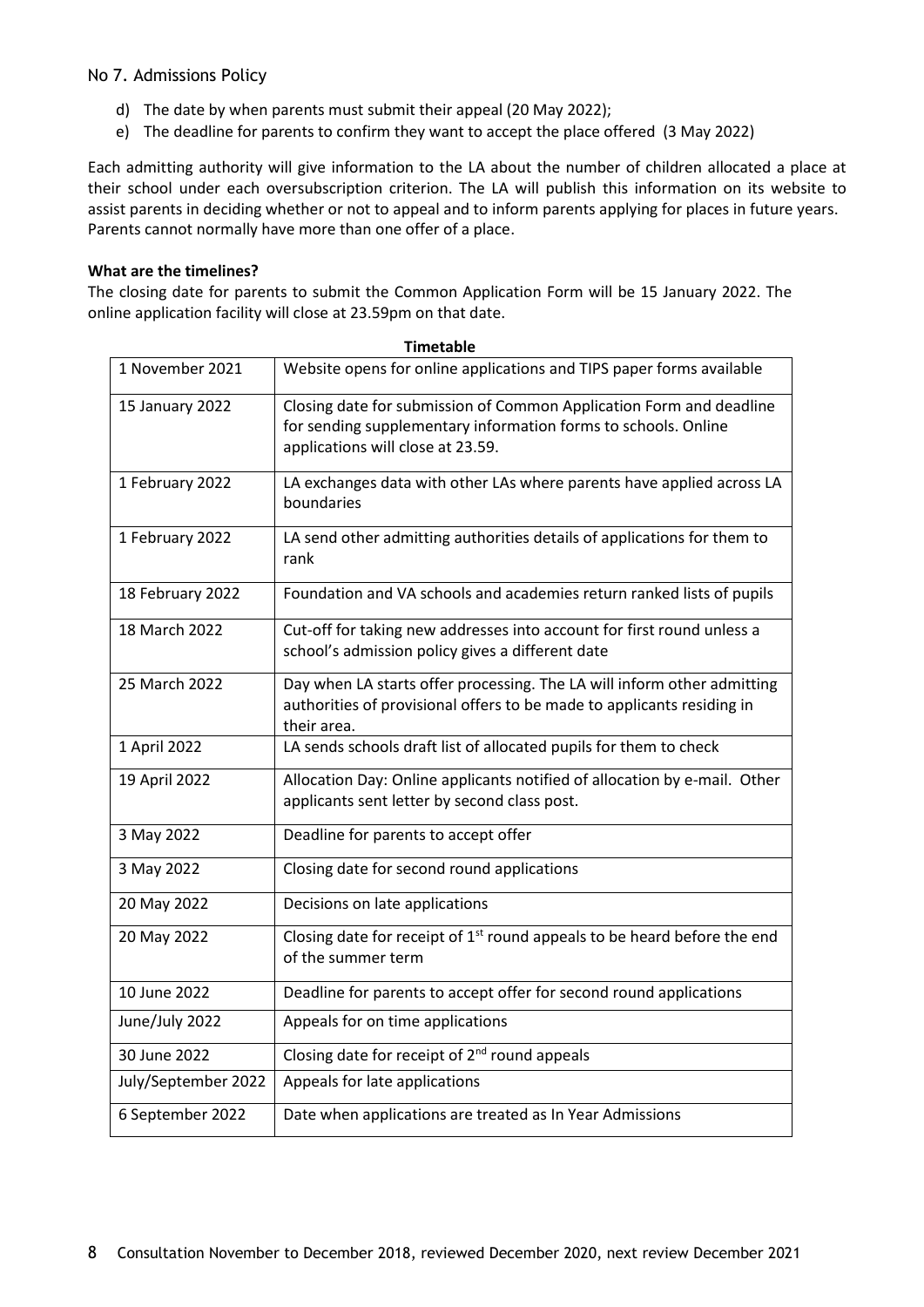d) The date by when parents must submit their appeal (20 May 2022);
e) The deadline for parents to confirm they want to accept the place offered (3 May 2022)

Each admitting authority will give information to the LA about the number of children allocated a place at their school under each oversubscription criterion. The LA will publish this information on its website to assist parents in deciding whether or not to appeal and to inform parents applying for places in future years. Parents cannot normally have more than one offer of a place.

**What are the timelines?**

The closing date for parents to submit the Common Application Form will be 15 January 2022. The online application facility will close at 23.59pm on that date.

**Timetable**

| | |
|---|---|
| 1 November 2021 | Website opens for online applications and TIPS paper forms available |
| 15 January 2022 | Closing date for submission of Common Application Form and deadline for sending supplementary information forms to schools. Online applications will close at 23.59. |
| 1 February 2022 | LA exchanges data with other LAs where parents have applied across LA boundaries |
| 1 February 2022 | LA send other admitting authorities details of applications for them to rank |
| 18 February 2022 | Foundation and VA schools and academies return ranked lists of pupils |
| 18 March 2022 | Cut-off for taking new addresses into account for first round unless a school's admission policy gives a different date |
| 25 March 2022 | Day when LA starts offer processing. The LA will inform other admitting authorities of provisional offers to be made to applicants residing in their area. |
| 1 April 2022 | LA sends schools draft list of allocated pupils for them to check |
| 19 April 2022 | Allocation Day: Online applicants notified of allocation by e-mail. Other applicants sent letter by second class post. |
| 3 May 2022 | Deadline for parents to accept offer |
| 3 May 2022 | Closing date for second round applications |
| 20 May 2022 | Decisions on late applications |
| 20 May 2022 | Closing date for receipt of 1st round appeals to be heard before the end of the summer term |
| 10 June 2022 | Deadline for parents to accept offer for second round applications |
| June/July 2022 | Appeals for on time applications |
| 30 June 2022 | Closing date for receipt of 2nd round appeals |
| July/September 2022 | Appeals for late applications |
| 6 September 2022 | Date when applications are treated as In Year Admissions |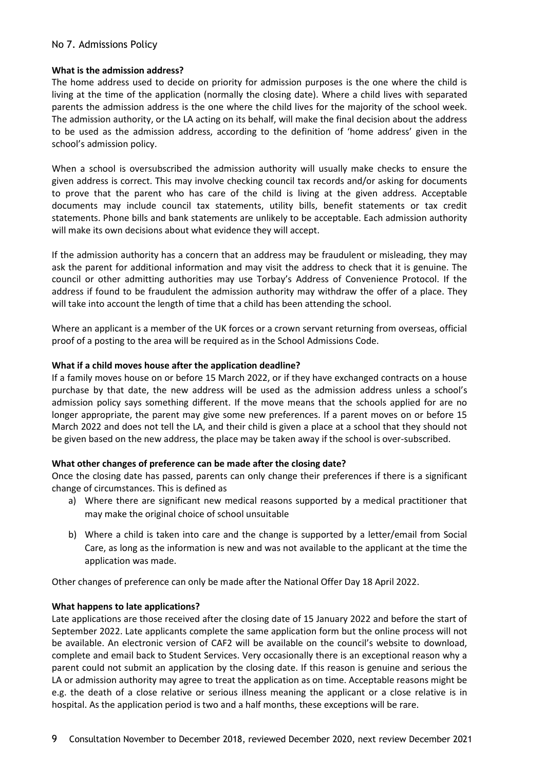No 7. Admissions Policy

**What is the admission address?**

The home address used to decide on priority for admission purposes is the one where the child is living at the time of the application (normally the closing date). Where a child lives with separated parents the admission address is the one where the child lives for the majority of the school week. The admission authority, or the LA acting on its behalf, will make the final decision about the address to be used as the admission address, according to the definition of 'home address' given in the school's admission policy.

When a school is oversubscribed the admission authority will usually make checks to ensure the given address is correct. This may involve checking council tax records and/or asking for documents to prove that the parent who has care of the child is living at the given address. Acceptable documents may include council tax statements, utility bills, benefit statements or tax credit statements. Phone bills and bank statements are unlikely to be acceptable. Each admission authority will make its own decisions about what evidence they will accept.

If the admission authority has a concern that an address may be fraudulent or misleading, they may ask the parent for additional information and may visit the address to check that it is genuine. The council or other admitting authorities may use Torbay's Address of Convenience Protocol. If the address if found to be fraudulent the admission authority may withdraw the offer of a place. They will take into account the length of time that a child has been attending the school.

Where an applicant is a member of the UK forces or a crown servant returning from overseas, official proof of a posting to the area will be required as in the School Admissions Code.

**What if a child moves house after the application deadline?**

If a family moves house on or before 15 March 2022, or if they have exchanged contracts on a house purchase by that date, the new address will be used as the admission address unless a school's admission policy says something different. If the move means that the schools applied for are no longer appropriate, the parent may give some new preferences. If a parent moves on or before 15 March 2022 and does not tell the LA, and their child is given a place at a school that they should not be given based on the new address, the place may be taken away if the school is over-subscribed.

**What other changes of preference can be made after the closing date?**

Once the closing date has passed, parents can only change their preferences if there is a significant change of circumstances. This is defined as

a) Where there are significant new medical reasons supported by a medical practitioner that may make the original choice of school unsuitable

b) Where a child is taken into care and the change is supported by a letter/email from Social Care, as long as the information is new and was not available to the applicant at the time the application was made.

Other changes of preference can only be made after the National Offer Day 18 April 2022.

**What happens to late applications?**

Late applications are those received after the closing date of 15 January 2022 and before the start of September 2022. Late applicants complete the same application form but the online process will not be available. An electronic version of CAF2 will be available on the council's website to download, complete and email back to Student Services. Very occasionally there is an exceptional reason why a parent could not submit an application by the closing date. If this reason is genuine and serious the LA or admission authority may agree to treat the application as on time. Acceptable reasons might be e.g. the death of a close relative or serious illness meaning the applicant or a close relative is in hospital. As the application period is two and a half months, these exceptions will be rare.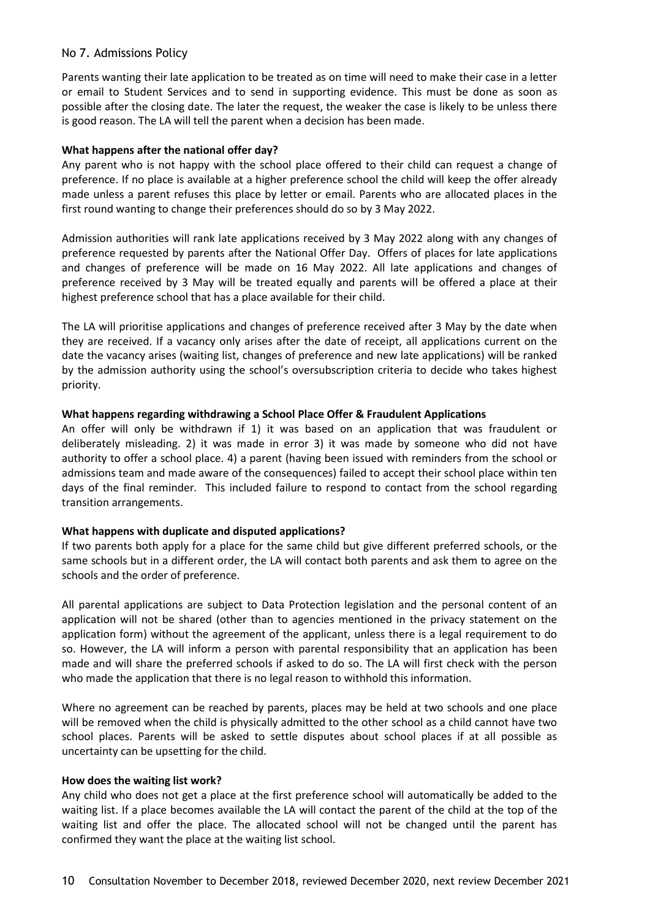Parents wanting their late application to be treated as on time will need to make their case in a letter or email to Student Services and to send in supporting evidence. This must be done as soon as possible after the closing date. The later the request, the weaker the case is likely to be unless there is good reason. The LA will tell the parent when a decision has been made.

**What happens after the national offer day?**

Any parent who is not happy with the school place offered to their child can request a change of preference. If no place is available at a higher preference school the child will keep the offer already made unless a parent refuses this place by letter or email. Parents who are allocated places in the first round wanting to change their preferences should do so by 3 May 2022.

Admission authorities will rank late applications received by 3 May 2022 along with any changes of preference requested by parents after the National Offer Day. Offers of places for late applications and changes of preference will be made on 16 May 2022. All late applications and changes of preference received by 3 May will be treated equally and parents will be offered a place at their highest preference school that has a place available for their child.

The LA will prioritise applications and changes of preference received after 3 May by the date when they are received. If a vacancy only arises after the date of receipt, all applications current on the date the vacancy arises (waiting list, changes of preference and new late applications) will be ranked by the admission authority using the school's oversubscription criteria to decide who takes highest priority.

**What happens regarding withdrawing a School Place Offer & Fraudulent Applications**

An offer will only be withdrawn if 1) it was based on an application that was fraudulent or deliberately misleading. 2) it was made in error 3) it was made by someone who did not have authority to offer a school place. 4) a parent (having been issued with reminders from the school or admissions team and made aware of the consequences) failed to accept their school place within ten days of the final reminder. This included failure to respond to contact from the school regarding transition arrangements.

**What happens with duplicate and disputed applications?**

If two parents both apply for a place for the same child but give different preferred schools, or the same schools but in a different order, the LA will contact both parents and ask them to agree on the schools and the order of preference.

All parental applications are subject to Data Protection legislation and the personal content of an application will not be shared (other than to agencies mentioned in the privacy statement on the application form) without the agreement of the applicant, unless there is a legal requirement to do so. However, the LA will inform a person with parental responsibility that an application has been made and will share the preferred schools if asked to do so. The LA will first check with the person who made the application that there is no legal reason to withhold this information.

Where no agreement can be reached by parents, places may be held at two schools and one place will be removed when the child is physically admitted to the other school as a child cannot have two school places. Parents will be asked to settle disputes about school places if at all possible as uncertainty can be upsetting for the child.

**How does the waiting list work?**

Any child who does not get a place at the first preference school will automatically be added to the waiting list. If a place becomes available the LA will contact the parent of the child at the top of the waiting list and offer the place. The allocated school will not be changed until the parent has confirmed they want the place at the waiting list school.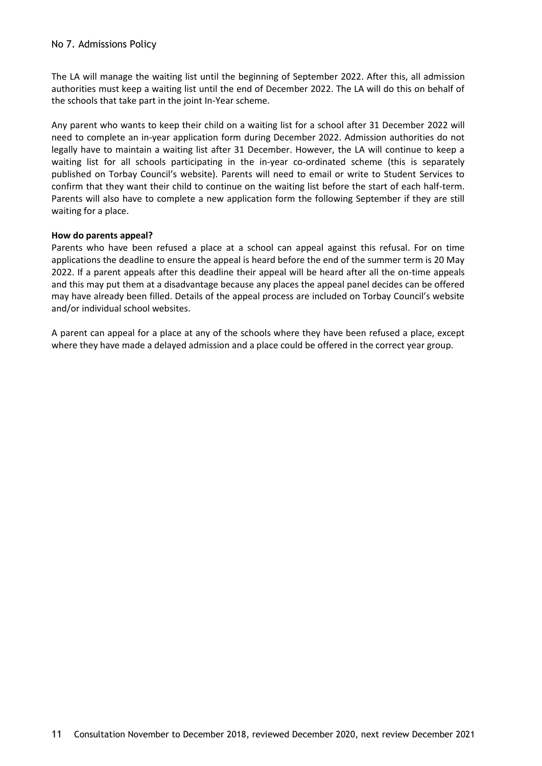The LA will manage the waiting list until the beginning of September 2022. After this, all admission authorities must keep a waiting list until the end of December 2022. The LA will do this on behalf of the schools that take part in the joint In-Year scheme.

Any parent who wants to keep their child on a waiting list for a school after 31 December 2022 will need to complete an in-year application form during December 2022. Admission authorities do not legally have to maintain a waiting list after 31 December. However, the LA will continue to keep a waiting list for all schools participating in the in-year co-ordinated scheme (this is separately published on Torbay Council's website). Parents will need to email or write to Student Services to confirm that they want their child to continue on the waiting list before the start of each half-term. Parents will also have to complete a new application form the following September if they are still waiting for a place.

**How do parents appeal?**

Parents who have been refused a place at a school can appeal against this refusal. For on time applications the deadline to ensure the appeal is heard before the end of the summer term is 20 May 2022. If a parent appeals after this deadline their appeal will be heard after all the on-time appeals and this may put them at a disadvantage because any places the appeal panel decides can be offered may have already been filled. Details of the appeal process are included on Torbay Council's website and/or individual school websites.

A parent can appeal for a place at any of the schools where they have been refused a place, except where they have made a delayed admission and a place could be offered in the correct year group.